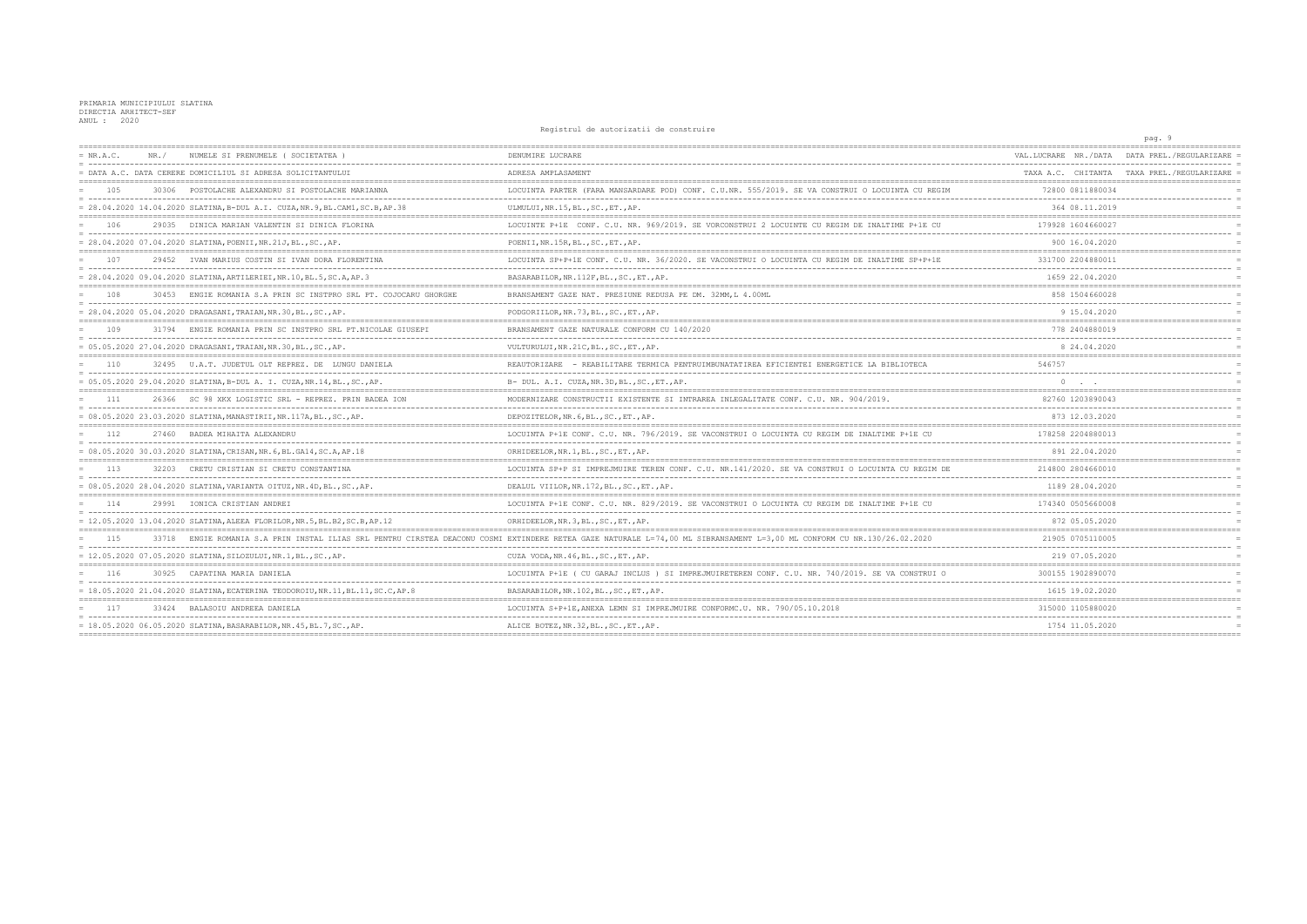PRIMARIA MUNICIPIULUI SLATINA
DIRECTIA ARHITECT-SEF
ANUL : 2020

Registrul de autorizatii de construire

| NR.A.C. / DATA A.C. | NR./ DATA CERERE | NUMELE SI PRENUMELE ( SOCIETATEA ) / DOMICILIUL SI ADRESA SOLICITANTULUI | DENUMIRE LUCRARE / ADRESA AMPLASAMENT | VAL.LUCRARE / TAXA A.C. | NR./DATA CHITANTA | DATA PREL./REGULARIZARE / TAXA PREL./REGULARIZARE |
|---|---|---|---|---|---|---|
| 105 | 30306 | POSTOLACHE ALEXANDRU SI POSTOLACHE MARIANNA | LOCUINTA PARTER (FARA MANSARDARE POD) CONF. C.U.NR. 555/2019. SE VA CONSTRUI O LOCUINTA CU REGIM | 72800 | 0811880034 | |
| 28.04.2020 | 14.04.2020 | SLATINA,B-DUL A.I. CUZA,NR.9,BL.CAM1,SC.B,AP.38 | ULMULUI,NR.15,BL.,SC.,ET.,AP. | 364 | 08.11.2019 | |
| 106 | 29035 | DINICA MARIAN VALENTIN SI DINICA FLORINA | LOCUINTE P+1E CONF. C.U. NR. 969/2019. SE VORCONSTRUI 2 LOCUINTE CU REGIM DE INALTIME P+1E CU | 179928 | 1604660027 | |
| 28.04.2020 | 07.04.2020 | SLATINA,POENII,NR.21J,BL.,SC.,AP. | POENII,NR.15B,BL.,SC.,ET.,AP. | 900 | 16.04.2020 | |
| 107 | 29452 | IVAN MARIUS COSTIN SI IVAN DORA FLORENTINA | LOCUINTA SP+P+1E CONF. C.U. NR. 36/2020. SE VACONSTRUI O LOCUINTA CU REGIM DE INALTIME SP+P+1E | 331700 | 2204880011 | |
| 28.04.2020 | 09.04.2020 | SLATINA,ARTILERIEI,NR.10,BL.5,SC.A,AP.3 | BASARABILOR,NR.112F,BL.,SC.,ET.,AP. | 1659 | 22.04.2020 | |
| 108 | 30453 | ENGIE ROMANIA S.A PRIN SC INSTPRO SRL PT. COJOCARU GHORGHE | BRANSAMENT GAZE NAT. PRESIUNE REDUSA PE DM. 32MM,L 4.00ML | 858 | 1504660028 | |
| 28.04.2020 | 05.04.2020 | DRAGASANI,TRAIAN,NR.30,BL.,SC.,AP. | PODGORIILOR,NR.73,BL.,SC.,ET.,AP. | 9 | 15.04.2020 | |
| 109 | 31794 | ENGIE ROMANIA PRIN SC INSTPRO SRL PT.NICOLAE GIUSEPI | BRANSAMENT GAZE NATURALE CONFORM CU 140/2020 | 778 | 2404880019 | |
| 05.05.2020 | 27.04.2020 | DRAGASANI,TRAIAN,NR.30,BL.,SC.,AP. | VULTURULUI,NR.21C,BL.,SC.,ET.,AP. | 8 | 24.04.2020 | |
| 110 | 32495 | U.A.T. JUDETUL OLT REPREZ. DE LUNGU DANIELA | REAUTORIZARE - REABILITARE TERMICA PENTRUIMBUNATATIREA EFICIENTEI ENERGETICE LA BIBLIOTECA | 546757 | | |
| 05.05.2020 | 29.04.2020 | SLATINA,B-DUL A. I. CUZA,NR.14,BL.,SC.,AP. | B- DUL. A.I. CUZA,NR.3D,BL.,SC.,ET.,AP. | 0 | . . | |
| 111 | 26366 | SC 98 XKX LOGISTIC SRL - REPREZ. PRIN BADEA ION | MODERNIZARE CONSTRUCTII EXISTENTE SI INTRAREA INLEGALITATE CONF. C.U. NR. 904/2019. | 82760 | 1203890043 | |
| 08.05.2020 | 23.03.2020 | SLATINA,MANASTIRII,NR.117A,BL.,SC.,AP. | DEPOZITELOR,NR.6,BL.,SC.,ET.,AP. | 873 | 12.03.2020 | |
| 112 | 27460 | BADEA MIHAITA ALEXANDRU | LOCUINTA P+1E CONF. C.U. NR. 796/2019. SE VACONSTRUI O LOCUINTA CU REGIM DE INALTIME P+1E CU | 178258 | 2204880013 | |
| 08.05.2020 | 30.03.2020 | SLATINA,CRISAN,NR.6,BL.GA14,SC.A,AP.18 | ORHIDEELOR,NR.1,BL.,SC.,ET.,AP. | 891 | 22.04.2020 | |
| 113 | 32203 | CRETU CRISTIAN SI CRETU CONSTANTINA | LOCUINTA SP+P SI IMPREJMUIRE TEREN CONF. C.U. NR.141/2020. SE VA CONSTRUI O LOCUINTA CU REGIM DE | 214800 | 2804660010 | |
| 08.05.2020 | 28.04.2020 | SLATINA,VARIANTA OITUZ,NR.4D,BL.,SC.,AP. | DEALUL VIILOR,NR.172,BL.,SC.,ET.,AP. | 1189 | 28.04.2020 | |
| 114 | 29991 | IONICA CRISTIAN ANDREI | LOCUINTA P+1E CONF. C.U. NR. 829/2019. SE VACONSTRUI O LOCUINTA CU REGIM DE INALTIME P+1E CU | 174340 | 0505660008 | |
| 12.05.2020 | 13.04.2020 | SLATINA,ALEEA FLORILOR,NR.5,BL.B2,SC.B,AP.12 | ORHIDEELOR,NR.3,BL.,SC.,ET.,AP. | 872 | 05.05.2020 | |
| 115 | 33718 | ENGIE ROMANIA S.A PRIN INSTAL ILIAS SRL PENTRU CIRSTEA DEACONU COSMI | EXTINDERE RETEA GAZE NATURALE L=74,00 ML SIBRANSAMENT L=3,00 ML CONFORM CU NR.130/26.02.2020 | 21905 | 0705110005 | |
| 12.05.2020 | 07.05.2020 | SLATINA,SILOZULUI,NR.1,BL.,SC.,AP. | CUZA VODA,NR.46,BL.,SC.,ET.,AP. | 219 | 07.05.2020 | |
| 116 | 30925 | CAPATINA MARIA DANIELA | LOCUINTA P+1E ( CU GARAJ INCLUS ) SI IMPREJMUIRETEREN CONF. C.U. NR. 740/2019. SE VA CONSTRUI O | 300155 | 1902890070 | |
| 18.05.2020 | 21.04.2020 | SLATINA,ECATERINA TEODOROIU,NR.11,BL.11,SC.C,AP.8 | BASARABILOR,NR.102,BL.,SC.,ET.,AP. | 1615 | 19.02.2020 | |
| 117 | 33424 | BALASOIU ANDREEA DANIELA | LOCUINTA S+P+1E,ANEXA LEMN SI IMPREJMUIRE CONFORMC.U. NR. 790/05.10.2018 | 315000 | 1105880020 | |
| 18.05.2020 | 06.05.2020 | SLATINA,BASARABILOR,NR.45,BL.7,SC.,AP. | ALICE BOTEZ,NR.32,BL.,SC.,ET.,AP. | 1754 | 11.05.2020 | |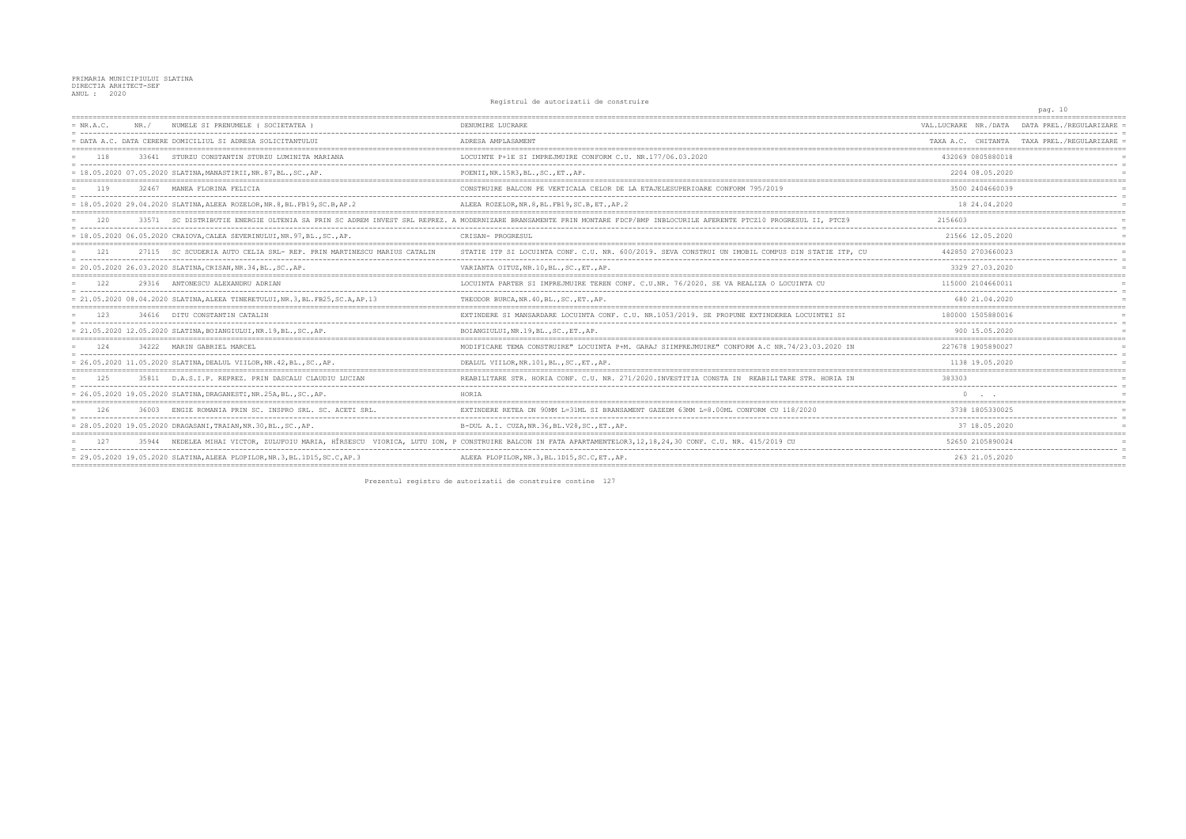PRIMARIA MUNICIPIULUI SLATINA
DIRECTIA ARHITECT-SEF
ANUL : 2020

Registrul de autorizatii de construire

| NR.A.C. / DATA A.C. | NR./ DATA CERERE | NUMELE SI PRENUMELE ( SOCIETATEA ) / DOMICILIUL SI ADRESA SOLICITANTULUI | DENUMIRE LUCRARE / ADRESA AMPLASAMENT | VAL.LUCRARE / TAXA A.C. | NR./DATA / CHITANTA | DATA PREL./REGULARIZARE / TAXA PREL./REGULARIZARE |
|---|---|---|---|---|---|---|
| 118 | 33641 | STURZU CONSTANTIN STURZU LUMINITA MARIANA | LOCUINTE P+1E SI IMPREJMUIRE CONFORM C.U. NR.177/06.03.2020 | 432069 | 0805880018 | |
| 18.05.2020 | 07.05.2020 | SLATINA,MANASTIRII,NR.87,BL.,SC.,AP. | POENII,NR.15R3,BL.,SC.,ET.,AP. | 2204 | 08.05.2020 | |
| 119 | 32467 | MANEA FLORINA FELICIA | CONSTRUIRE BALCON PE VERTICALA CELOR DE LA ETAJELESUPERIOARE CONFORM 795/2019 | 3500 | 2404660039 | |
| 18.05.2020 | 29.04.2020 | SLATINA,ALEEA ROZELOR,NR.8,BL.FB19,SC.B,AP.2 | ALEEA ROZELOR,NR.8,BL.FB19,SC.B,ET.,AP.2 | 18 | 24.04.2020 | |
| 120 | 33571 | SC DISTRIBUTIE ENERGIE OLTENIA SA PRIN SC ADREM INVEST SRL REPREZ. A | MODERNIZARE BRANSAMENTE PRIN MONTARE FDCP/BMP INBLOCURILE AFERENTE PTCZ10 PROGRESUL II, PTCZ9 | 2156603 | | |
| 18.05.2020 | 06.05.2020 | CRAIOVA,CALEA SEVERINULUI,NR.97,BL.,SC.,AP. | CRISAN- PROGRESUL | 21566 | 12.05.2020 | |
| 121 | 27115 | SC SCUDERIA AUTO CELIA SRL- REP. PRIN MARTINESCU MARIUS CATALIN | STATIE ITP SI LOCUINTA CONF. C.U. NR. 600/2019. SEVA CONSTRUI UN IMOBIL COMPUS DIN STATIE ITP, CU | 442850 | 2703660023 | |
| 20.05.2020 | 26.03.2020 | SLATINA,CRISAN,NR.34,BL.,SC.,AP. | VARIANTA OITUZ,NR.10,BL.,SC.,ET.,AP. | 3329 | 27.03.2020 | |
| 122 | 29316 | ANTONESCU ALEXANDRU ADRIAN | LOCUINTA PARTER SI IMPREJMUIRE TEREN CONF. C.U.NR. 76/2020. SE VA REALIZA O LOCUINTA CU | 115000 | 2104660011 | |
| 21.05.2020 | 08.04.2020 | SLATINA,ALEEA TINERETULUI,NR.3,BL.FB25,SC.A,AP.13 | THEODOR BURCA,NR.40,BL.,SC.,ET.,AP. | 680 | 21.04.2020 | |
| 123 | 34616 | DITU CONSTANTIN CATALIN | EXTINDERE SI MANSARDARE LOCUINTA CONF. C.U. NR.1053/2019. SE PROPUNE EXTINDEREA LOCUINTEI SI | 180000 | 1505880016 | |
| 21.05.2020 | 12.05.2020 | SLATINA,BOIANGIULUI,NR.19,BL.,SC.,AP. | BOIANGIULUI,NR.19,BL.,SC.,ET.,AP. | 900 | 15.05.2020 | |
| 124 | 34222 | MARIN GABRIEL MARCEL | MODIFICARE TEMA CONSTRUIRE" LOCUINTA P+M. GARAJ SIIMPREJMUIRE" CONFORM A.C NR.74/23.03.2020 IN | 227678 | 1905890027 | |
| 26.05.2020 | 11.05.2020 | SLATINA,DEALUL VIILOR,NR.42,BL.,SC.,AP. | DEALUL VIILOR,NR.101,BL.,SC.,ET.,AP. | 1138 | 19.05.2020 | |
| 125 | 35811 | D.A.S.I.P. REPREZ. PRIN DASCALU CLAUDIU LUCIAN | REABILITARE STR. HORIA CONF. C.U. NR. 271/2020.INVESTITIA CONSTA IN REABILITARE STR. HORIA IN | 383303 | | |
| 26.05.2020 | 19.05.2020 | SLATINA,DRAGANESTI,NR.25A,BL.,SC.,AP. | HORIA | 0 | . . | |
| 126 | 36003 | ENGIE ROMANIA PRIN SC. INSPRO SRL. SC. ACETI SRL. | EXTINDERE RETEA DN 90MM L=31ML SI BRANSAMENT GAZEDM 63MM L=8.00ML CONFORM CU 118/2020 | 3738 | 1805330025 | |
| 28.05.2020 | 19.05.2020 | DRAGASANI,TRAIAN,NR.30,BL.,SC.,AP. | B-DUL A.I. CUZA,NR.36,BL.V28,SC.,ET.,AP. | 37 | 18.05.2020 | |
| 127 | 35944 | NEDELEA MIHAI VICTOR, ZULUFOIU MARIA, HÎRSESCU VIORICA, LUTU ION, P | CONSTRUIRE BALCON IN FATA APARTAMENTELOR3,12,18,24,30 CONF. C.U. NR. 415/2019 CU | 52650 | 2105890024 | |
| 29.05.2020 | 19.05.2020 | SLATINA,ALEEA PLOPILOR,NR.3,BL.1D15,SC.C,AP.3 | ALEEA PLOPILOR,NR.3,BL.1D15,SC.C,ET.,AP. | 263 | 21.05.2020 | |

Prezentul registru de autorizatii de construire contine 127